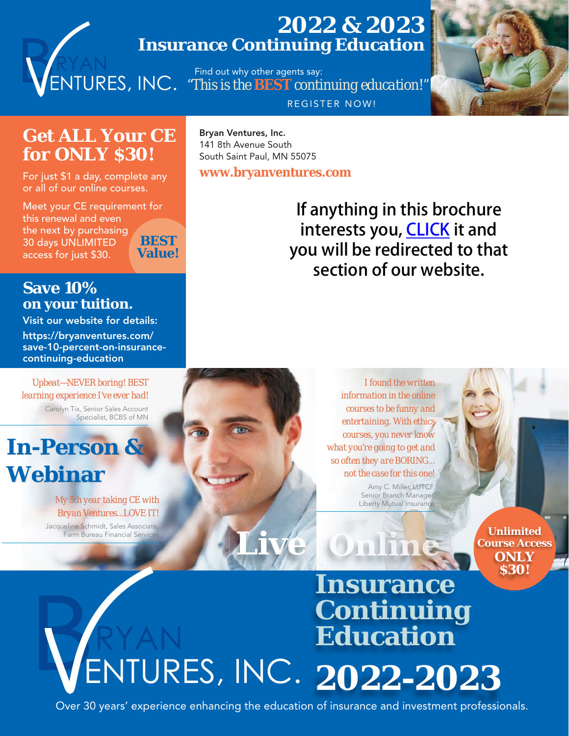# 2022 & 2023 Insurance Continuing Education

BRYAN VENTURES, INC.

Find out why other agents say:
*"This is the **BEST** continuing education!"*

REGISTER NOW!

## Get ALL Your CE for ONLY $30!

For just $1 a day, complete any or all of our online courses.

Meet your CE requirement for this renewal and even the next by purchasing 30 days UNLIMITED access for just $30.

**BEST Value!**

**Bryan Ventures, Inc.**
141 8th Avenue South
South Saint Paul, MN 55075
**www.bryanventures.com**

If anything in this brochure interests you, CLICK it and you will be redirected to that section of our website.

## Save 10% on your tuition.

Visit our website for details:
https://bryanventures.com/save-10-percent-on-insurance-continuing-education

*Upbeat—NEVER boring! BEST learning experience I've ever had!*

Carolyn Tix, Senior Sales Account Specialist, BCBS of MN

*I found the written information in the online courses to be funny and entertaining. With ethics courses, you never know what you're going to get and so often they are BORING... not the case for this one!*

Amy C. Miller, LUTCF, Senior Branch Manager, Liberty Mutual Insurance

## In-Person & Webinar

*My 5th year taking CE with Bryan Ventures...LOVE IT!*

Jacqueline Schmidt, Sales Associate, Farm Bureau Financial Services

**Live Online**

**Unlimited Course Access ONLY $30!**

# Insurance Continuing Education 2022-2023

BRYAN VENTURES, INC.

Over 30 years' experience enhancing the education of insurance and investment professionals.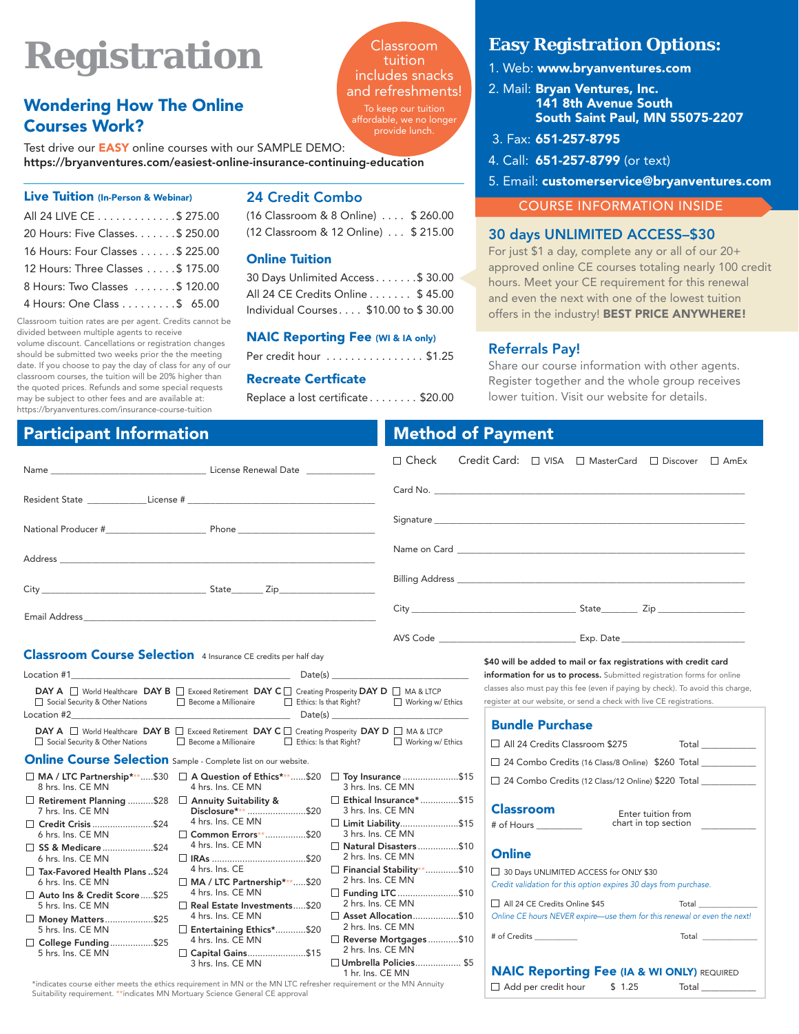# Registration

Classroom tuition includes snacks and refreshments!

To keep our tuition affordable, we no longer provide lunch.

## Wondering How The Online Courses Work?

Test drive our **EASY** online courses with our SAMPLE DEMO:
**https://bryanventures.com/easiest-online-insurance-continuing-education**

### Live Tuition (In-Person & Webinar)

- All 24 LIVE CE . . . . . . . . . . . . . $ 275.00
- 20 Hours: Five Classes. . . . . . . $ 250.00
- 16 Hours: Four Classes . . . . . . $ 225.00
- 12 Hours: Three Classes . . . . . $ 175.00
- 8 Hours: Two Classes . . . . . . . $ 120.00
- 4 Hours: One Class . . . . . . . . . $ 65.00

Classroom tuition rates are per agent. Credits cannot be divided between multiple agents to receive volume discount. Cancellations or registration changes should be submitted two weeks prior the the meeting date. If you choose to pay the day of class for any of our classroom courses, the tuition will be 20% higher than the quoted prices. Refunds and some special requests may be subject to other fees and are available at: https://bryanventures.com/insurance-course-tuition

### 24 Credit Combo

- (16 Classroom & 8 Online) . . . . $ 260.00
- (12 Classroom & 12 Online) . . . $ 215.00

### Online Tuition

- 30 Days Unlimited Access . . . . . . . $ 30.00
- All 24 CE Credits Online . . . . . . . $ 45.00
- Individual Courses . . . . $10.00 to $ 30.00

### NAIC Reporting Fee (WI & IA only)

- Per credit hour . . . . . . . . . . . . . . . . $1.25

### Recreate Certficate

- Replace a lost certificate . . . . . . . . $20.00

## Easy Registration Options:

1. Web: **www.bryanventures.com**
2. Mail: **Bryan Ventures, Inc.**
   **141 8th Avenue South**
   **South Saint Paul, MN 55075-2207**
3. Fax: **651-257-8795**
4. Call: **651-257-8799** (or text)
5. Email: **customerservice@bryanventures.com**

COURSE INFORMATION INSIDE

### 30 days UNLIMITED ACCESS–$30

For just $1 a day, complete any or all of our 20+ approved online CE courses totaling nearly 100 credit hours. Meet your CE requirement for this renewal and even the next with one of the lowest tuition offers in the industry! **BEST PRICE ANYWHERE!**

### Referrals Pay!

Share our course information with other agents. Register together and the whole group receives lower tuition. Visit our website for details.

## Participant Information

Name ______________________ License Renewal Date __________

Resident State __________ License # ______________________

National Producer # ______________ Phone ______________

Address ______________________________________________

City ______________________ State ______ Zip ______________

Email Address ________________________________________

## Method of Payment

☐ Check Credit Card: ☐ VISA ☐ MasterCard ☐ Discover ☐ AmEx

Card No. ______________________________________________

Signature ______________________________________________

Name on Card ___________________________________________

Billing Address _________________________________________

City ______________________ State ______ Zip ______________

AVS Code ______________________ Exp. Date ______________

**$40 will be added to mail or fax registrations with credit card information for us to process.** Submitted registration forms for online classes also must pay this fee (even if paying by check). To avoid this charge, register at our website, or send a check with live CE registrations.

## Classroom Course Selection

4 Insurance CE credits per half day

Location #1 ______________________ Date(s) ______________

| DAY A | DAY B | DAY C | DAY D |
|---|---|---|---|
| ☐ World Healthcare | ☐ Exceed Retirement | ☐ Creating Prosperity | ☐ MA & LTCP |
| ☐ Social Security & Other Nations | ☐ Become a Millionaire | ☐ Ethics: Is that Right? | ☐ Working w/ Ethics |

Location #2 ______________________ Date(s) ______________

| DAY A | DAY B | DAY C | DAY D |
|---|---|---|---|
| ☐ World Healthcare | ☐ Exceed Retirement | ☐ Creating Prosperity | ☐ MA & LTCP |
| ☐ Social Security & Other Nations | ☐ Become a Millionaire | ☐ Ethics: Is that Right? | ☐ Working w/ Ethics |

## Online Course Selection

Sample - Complete list on our website.

- ☐ **MA / LTC Partnership*\*\*** .....$30 — 8 hrs. Ins. CE MN
- ☐ **Retirement Planning** ..........$28 — 7 hrs. Ins. CE MN
- ☐ **Credit Crisis** ........................$24 — 6 hrs. Ins. CE MN
- ☐ **SS & Medicare** ....................$24 — 6 hrs. Ins. CE MN
- ☐ **Tax-Favored Health Plans** ..$24 — 6 hrs. Ins. CE MN
- ☐ **Auto Ins & Credit Score** .....$25 — 5 hrs. Ins. CE MN
- ☐ **Money Matters** ...................$25 — 5 hrs. Ins. CE MN
- ☐ **College Funding** .................$25 — 5 hrs. Ins. CE MN
- ☐ **A Question of Ethics*\*\*** ......$20 — 4 hrs. Ins. CE MN
- ☐ **Annuity Suitability & Disclosure\*\*** ......................$20 — 4 hrs. Ins. CE MN
- ☐ **Common Errors\*\*** ................$20 — 4 hrs. Ins. CE MN
- ☐ **IRAs** .....................................$20 — 4 hrs. Ins. CE
- ☐ **MA / LTC Partnership*\*\*** .....$20 — 4 hrs. Ins. CE MN
- ☐ **Real Estate Investments** .....$20 — 4 hrs. Ins. CE MN
- ☐ **Entertaining Ethics\*** ............$20 — 4 hrs. Ins. CE MN
- ☐ **Capital Gains** .......................$15 — 3 hrs. Ins. CE MN
- ☐ **Toy Insurance** ......................$15 — 3 hrs. Ins. CE MN
- ☐ **Ethical Insurance\*** ...............$15 — 3 hrs. Ins. CE MN
- ☐ **Limit Liability** .......................$15 — 3 hrs. Ins. CE MN
- ☐ **Natural Disasters** ................$10 — 2 hrs. Ins. CE MN
- ☐ **Financial Stability\*\*** .............$10 — 2 hrs. Ins. CE MN
- ☐ **Funding LTC** ........................$10 — 2 hrs. Ins. CE MN
- ☐ **Asset Allocation** ..................$10 — 2 hrs. Ins. CE MN
- ☐ **Reverse Mortgages** ............$10 — 2 hrs. Ins. CE MN
- ☐ **Umbrella Policies** .................. $5 — 1 hr. Ins. CE MN

\*indicates course either meets the ethics requirement in MN or the MN LTC refresher requirement or the MN Annuity Suitability requirement. \*\*indicates MN Mortuary Science General CE approval

### Bundle Purchase

- ☐ All 24 Credits Classroom $275 Total __________
- ☐ 24 Combo Credits (16 Class/8 Online) $260 Total __________
- ☐ 24 Combo Credits (12 Class/12 Online) $220 Total __________

### Classroom

\# of Hours __________ Enter tuition from chart in top section __________

### Online

☐ 30 Days UNLIMITED ACCESS for ONLY $30

*Credit validation for this option expires 30 days from purchase.*

☐ All 24 CE Credits Online $45 Total __________

*Online CE hours NEVER expire—use them for this renewal or even the next!*

\# of Credits __________ Total __________

### NAIC Reporting Fee (IA & WI ONLY) REQUIRED

☐ Add per credit hour $ 1.25 Total __________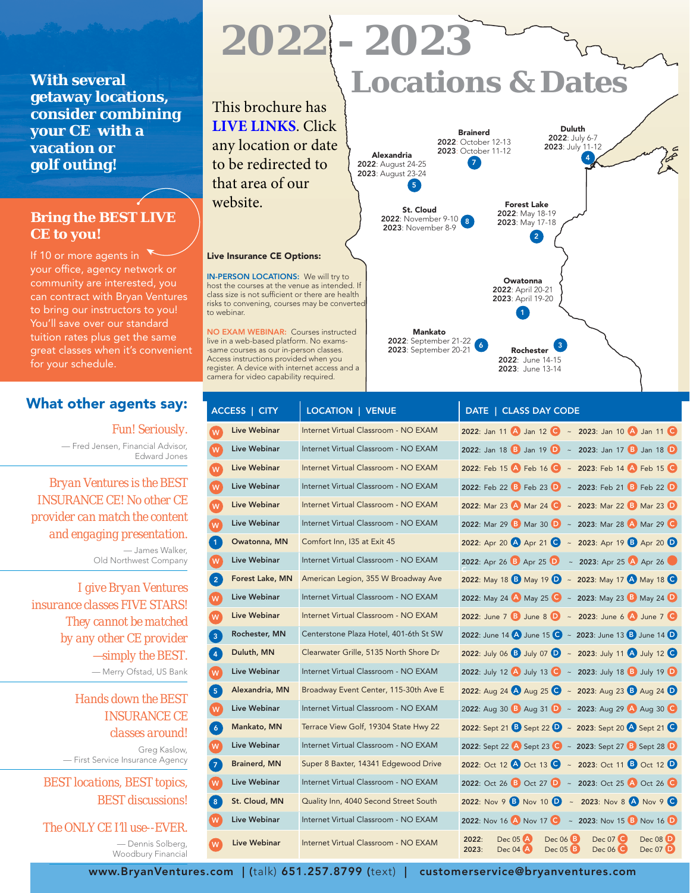With several getaway locations, consider combining your CE with a vacation or golf outing!

## Bring the BEST LIVE CE to you!

If 10 or more agents in your office, agency network or community are interested, you can contract with Bryan Ventures to bring our instructors to you! You'll save over our standard tuition rates plus get the same great classes when it's convenient for your schedule.

## What other agents say:

Fun! Seriously.

— Fred Jensen, Financial Advisor, Edward Jones

Bryan Ventures is the BEST INSURANCE CE! No other CE provider can match the content and engaging presentation.

— James Walker, Old Northwest Company

I give Bryan Ventures insurance classes FIVE STARS! They cannot be matched by any other CE provider —simply the BEST.

— Merry Ofstad, US Bank

Hands down the BEST INSURANCE CE classes around!

Greg Kaslow, — First Service Insurance Agency

BEST locations, BEST topics, BEST discussions!

The ONLY CE I'll use--EVER.

— Dennis Solberg, Woodbury Financial

# 2022 - 2023 Locations & Dates

This brochure has **LIVE LINKS**. Click any location or date to be redirected to that area of our website.

**Brainerd**
2022: October 12-13
2023: October 11-12
7

**Duluth**
2022: July 6-7
2023: July 11-12
4

**Alexandria**
2022: August 24-25
2023: August 23-24
5

**St. Cloud**
2022: November 9-10
2023: November 8-9
8

**Forest Lake**
2022: May 18-19
2023: May 17-18
2

**Owatonna**
2022: April 20-21
2023: April 19-20
1

**Mankato**
2022: September 21-22
2023: September 20-21
6

**Rochester**
2022: June 14-15
2023: June 13-14
3

**Live Insurance CE Options:**

IN-PERSON LOCATIONS: We will try to host the courses at the venue as intended. If class size is not sufficient or there are health risks to convening, courses may be converted to webinar.

NO EXAM WEBINAR: Courses instructed live in a web-based platform. No exams--same courses as our in-person classes. Access instructions provided when you register. A device with internet access and a camera for video capability required.

| ACCESS | CITY | LOCATION \| VENUE | DATE \| CLASS DAY CODE |
|---|---|---|---|
| W | Live Webinar | Internet Virtual Classroom - NO EXAM | 2022: Jan 11 A Jan 12 C ~ 2023: Jan 10 A Jan 11 C |
| W | Live Webinar | Internet Virtual Classroom - NO EXAM | 2022: Jan 18 B Jan 19 D ~ 2023: Jan 17 B Jan 18 D |
| W | Live Webinar | Internet Virtual Classroom - NO EXAM | 2022: Feb 15 A Feb 16 C ~ 2023: Feb 14 A Feb 15 C |
| W | Live Webinar | Internet Virtual Classroom - NO EXAM | 2022: Feb 22 B Feb 23 D ~ 2023: Feb 21 B Feb 22 D |
| W | Live Webinar | Internet Virtual Classroom - NO EXAM | 2022: Mar 23 A Mar 24 C ~ 2023: Mar 22 B Mar 23 D |
| W | Live Webinar | Internet Virtual Classroom - NO EXAM | 2022: Mar 29 B Mar 30 D ~ 2023: Mar 28 A Mar 29 C |
| 1 | Owatonna, MN | Comfort Inn, I35 at Exit 45 | 2022: Apr 20 A Apr 21 C ~ 2023: Apr 19 B Apr 20 D |
| W | Live Webinar | Internet Virtual Classroom - NO EXAM | 2022: Apr 26 B Apr 25 D ~ 2023: Apr 25 A Apr 26 C |
| 2 | Forest Lake, MN | American Legion, 355 W Broadway Ave | 2022: May 18 B May 19 D ~ 2023: May 17 A May 18 C |
| W | Live Webinar | Internet Virtual Classroom - NO EXAM | 2022: May 24 A May 25 C ~ 2023: May 23 B May 24 D |
| W | Live Webinar | Internet Virtual Classroom - NO EXAM | 2022: June 7 B June 8 D ~ 2023: June 6 A June 7 C |
| 3 | Rochester, MN | Centerstone Plaza Hotel, 401-6th St SW | 2022: June 14 A June 15 C ~ 2023: June 13 B June 14 D |
| 4 | Duluth, MN | Clearwater Grille, 5135 North Shore Dr | 2022: July 06 B July 07 D ~ 2023: July 11 A July 12 C |
| W | Live Webinar | Internet Virtual Classroom - NO EXAM | 2022: July 12 A July 13 C ~ 2023: July 18 B July 19 D |
| 5 | Alexandria, MN | Broadway Event Center, 115-30th Ave E | 2022: Aug 24 A Aug 25 C ~ 2023: Aug 23 B Aug 24 D |
| W | Live Webinar | Internet Virtual Classroom - NO EXAM | 2022: Aug 30 B Aug 31 D ~ 2023: Aug 29 A Aug 30 C |
| 6 | Mankato, MN | Terrace View Golf, 19304 State Hwy 22 | 2022: Sept 21 B Sept 22 D ~ 2023: Sept 20 A Sept 21 C |
| W | Live Webinar | Internet Virtual Classroom - NO EXAM | 2022: Sept 22 A Sept 23 C ~ 2023: Sept 27 B Sept 28 D |
| 7 | Brainerd, MN | Super 8 Baxter, 14341 Edgewood Drive | 2022: Oct 12 A Oct 13 C ~ 2023: Oct 11 B Oct 12 D |
| W | Live Webinar | Internet Virtual Classroom - NO EXAM | 2022: Oct 26 B Oct 27 D ~ 2023: Oct 25 A Oct 26 C |
| 8 | St. Cloud, MN | Quality Inn, 4040 Second Street South | 2022: Nov 9 B Nov 10 D ~ 2023: Nov 8 A Nov 9 C |
| W | Live Webinar | Internet Virtual Classroom - NO EXAM | 2022: Nov 16 A Nov 17 C ~ 2023: Nov 15 B Nov 16 D |
| W | Live Webinar | Internet Virtual Classroom - NO EXAM | 2022: Dec 05 A Dec 06 B Dec 07 C Dec 08 D; 2023: Dec 04 A Dec 05 B Dec 06 C Dec 07 D |

www.BryanVentures.com | (talk) 651.257.8799 (text) | customerservice@bryanventures.com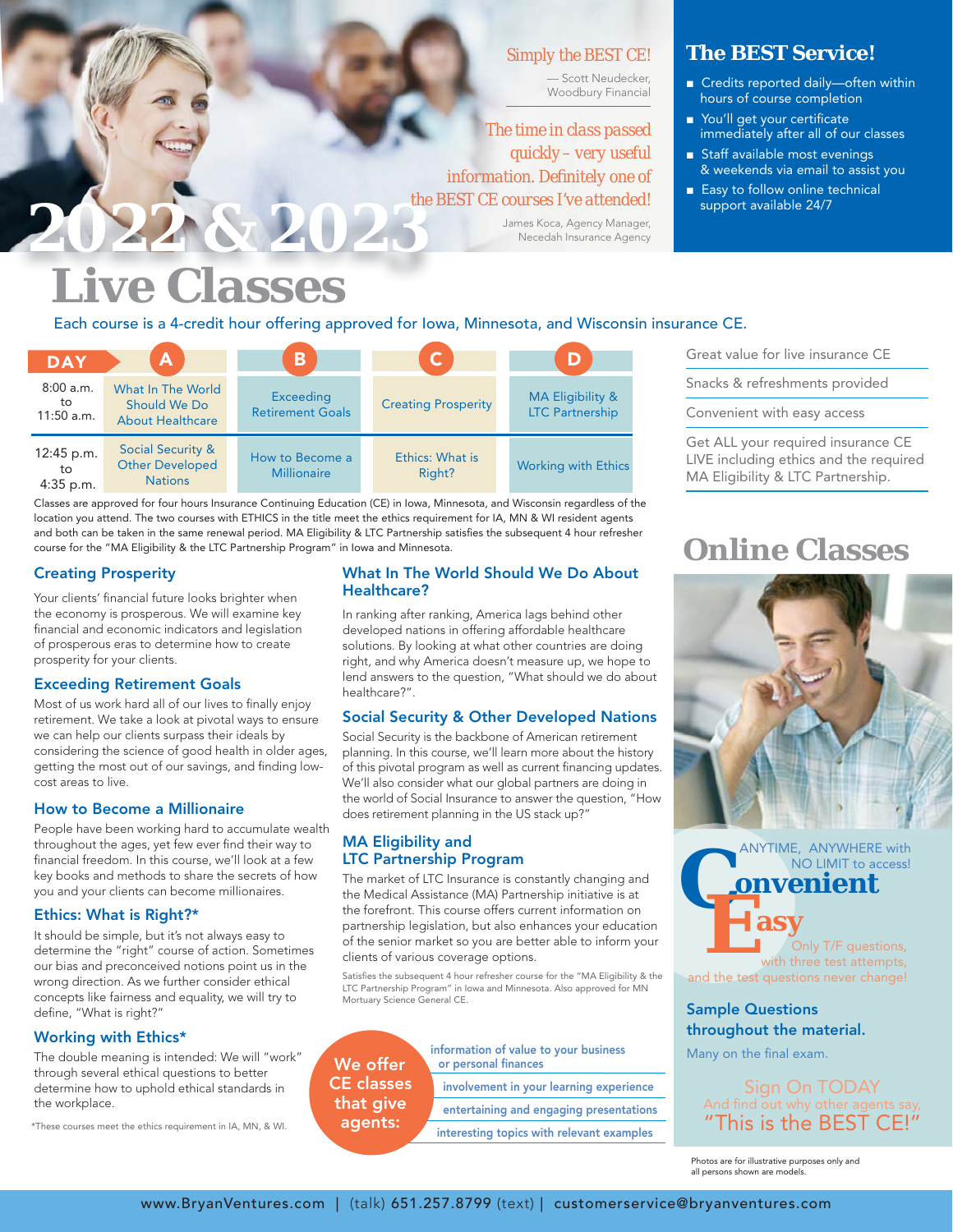Simply the BEST CE!

— Scott Neudecker, Woodbury Financial

The time in class passed quickly – very useful information. Definitely one of the BEST CE courses I've attended!

James Koca, Agency Manager, Necedah Insurance Agency

## The BEST Service!

- Credits reported daily—often within hours of course completion
- You'll get your certificate immediately after all of our classes
- Staff available most evenings & weekends via email to assist you
- Easy to follow online technical support available 24/7

# 2022 & 2023 Live Classes

Each course is a 4-credit hour offering approved for Iowa, Minnesota, and Wisconsin insurance CE.

| DAY | A | B | C | D |
|---|---|---|---|---|
| 8:00 a.m. to 11:50 a.m. | What In The World Should We Do About Healthcare | Exceeding Retirement Goals | Creating Prosperity | MA Eligibility & LTC Partnership |
| 12:45 p.m. to 4:35 p.m. | Social Security & Other Developed Nations | How to Become a Millionaire | Ethics: What is Right? | Working with Ethics |

Classes are approved for four hours Insurance Continuing Education (CE) in Iowa, Minnesota, and Wisconsin regardless of the location you attend. The two courses with ETHICS in the title meet the ethics requirement for IA, MN & WI resident agents and both can be taken in the same renewal period. MA Eligibility & LTC Partnership satisfies the subsequent 4 hour refresher course for the "MA Eligibility & the LTC Partnership Program" in Iowa and Minnesota.

- Great value for live insurance CE
- Snacks & refreshments provided
- Convenient with easy access
- Get ALL your required insurance CE LIVE including ethics and the required MA Eligibility & LTC Partnership.

### Creating Prosperity

Your clients' financial future looks brighter when the economy is prosperous. We will examine key financial and economic indicators and legislation of prosperous eras to determine how to create prosperity for your clients.

### Exceeding Retirement Goals

Most of us work hard all of our lives to finally enjoy retirement. We take a look at pivotal ways to ensure we can help our clients surpass their ideals by considering the science of good health in older ages, getting the most out of our savings, and finding low-cost areas to live.

### How to Become a Millionaire

People have been working hard to accumulate wealth throughout the ages, yet few ever find their way to financial freedom. In this course, we'll look at a few key books and methods to share the secrets of how you and your clients can become millionaires.

### Ethics: What is Right?*

It should be simple, but it's not always easy to determine the "right" course of action. Sometimes our bias and preconceived notions point us in the wrong direction. As we further consider ethical concepts like fairness and equality, we will try to define, "What is right?"

### Working with Ethics*

The double meaning is intended: We will "work" through several ethical questions to better determine how to uphold ethical standards in the workplace.

*These courses meet the ethics requirement in IA, MN, & WI.

### What In The World Should We Do About Healthcare?

In ranking after ranking, America lags behind other developed nations in offering affordable healthcare solutions. By looking at what other countries are doing right, and why America doesn't measure up, we hope to lend answers to the question, "What should we do about healthcare?"

### Social Security & Other Developed Nations

Social Security is the backbone of American retirement planning. In this course, we'll learn more about the history of this pivotal program as well as current financing updates. We'll also consider what our global partners are doing in the world of Social Insurance to answer the question, "How does retirement planning in the US stack up?"

### MA Eligibility and LTC Partnership Program

The market of LTC Insurance is constantly changing and the Medical Assistance (MA) Partnership initiative is at the forefront. This course offers current information on partnership legislation, but also enhances your education of the senior market so you are better able to inform your clients of various coverage options.

Satisfies the subsequent 4 hour refresher course for the "MA Eligibility & the LTC Partnership Program" in Iowa and Minnesota. Also approved for MN Mortuary Science General CE.

**We offer CE classes that give agents:**

- information of value to your business or personal finances
- involvement in your learning experience
- entertaining and engaging presentations
- interesting topics with relevant examples

# Online Classes

ANYTIME, ANYWHERE with NO LIMIT to access!

**Convenient**

**Easy**

Only T/F questions, with three test attempts, and the test questions never change!

**Sample Questions throughout the material.**

Many on the final exam.

Sign On TODAY

And find out why other agents say, "This is the BEST CE!"

Photos are for illustrative purposes only and all persons shown are models.

www.BryanVentures.com | (talk) 651.257.8799 (text) | customerservice@bryanventures.com